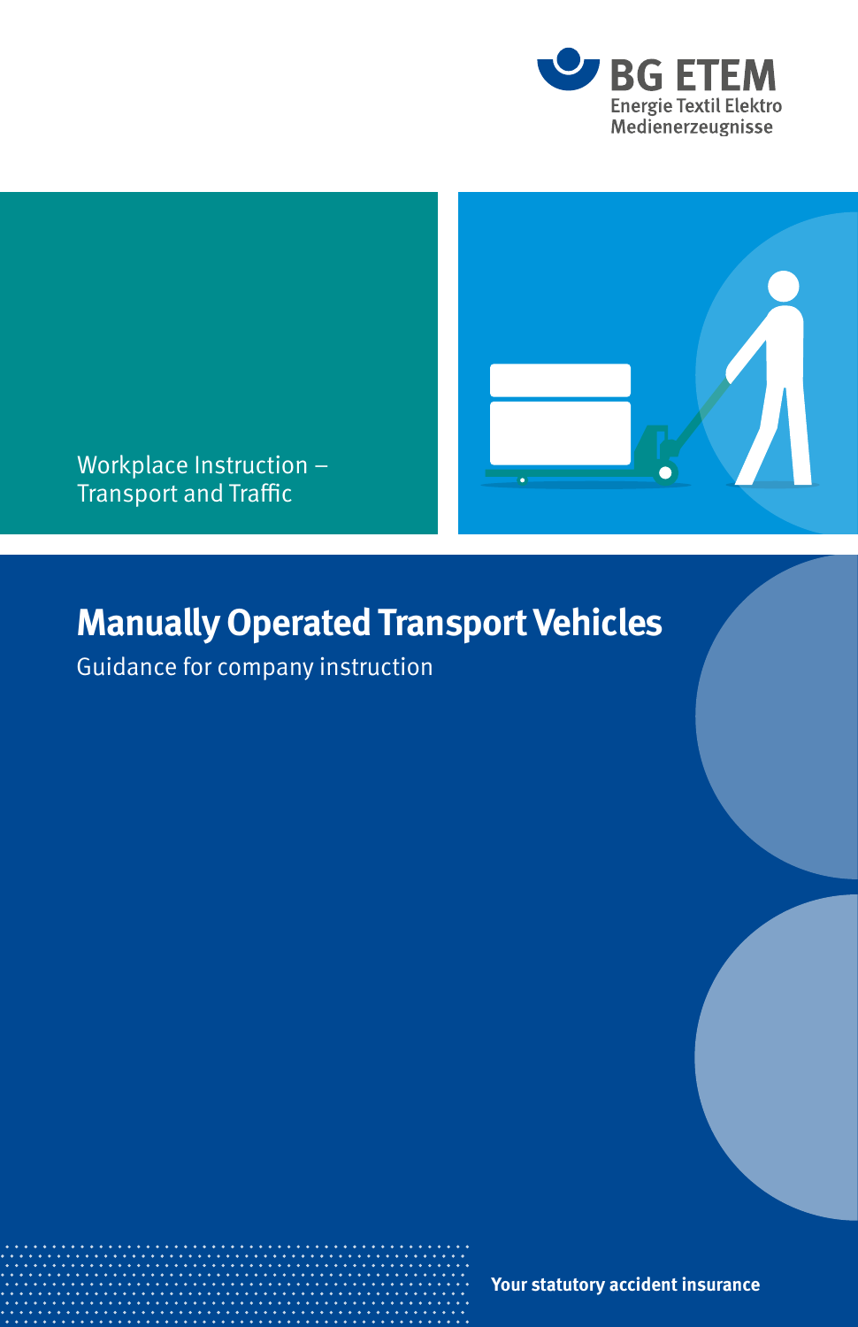BG ETEM
Energie Textil Elektro
Medienerzeugnisse

Workplace Instruction –
Transport and Traffic

# Manually Operated Transport Vehicles

Guidance for company instruction

**Your statutory accident insurance**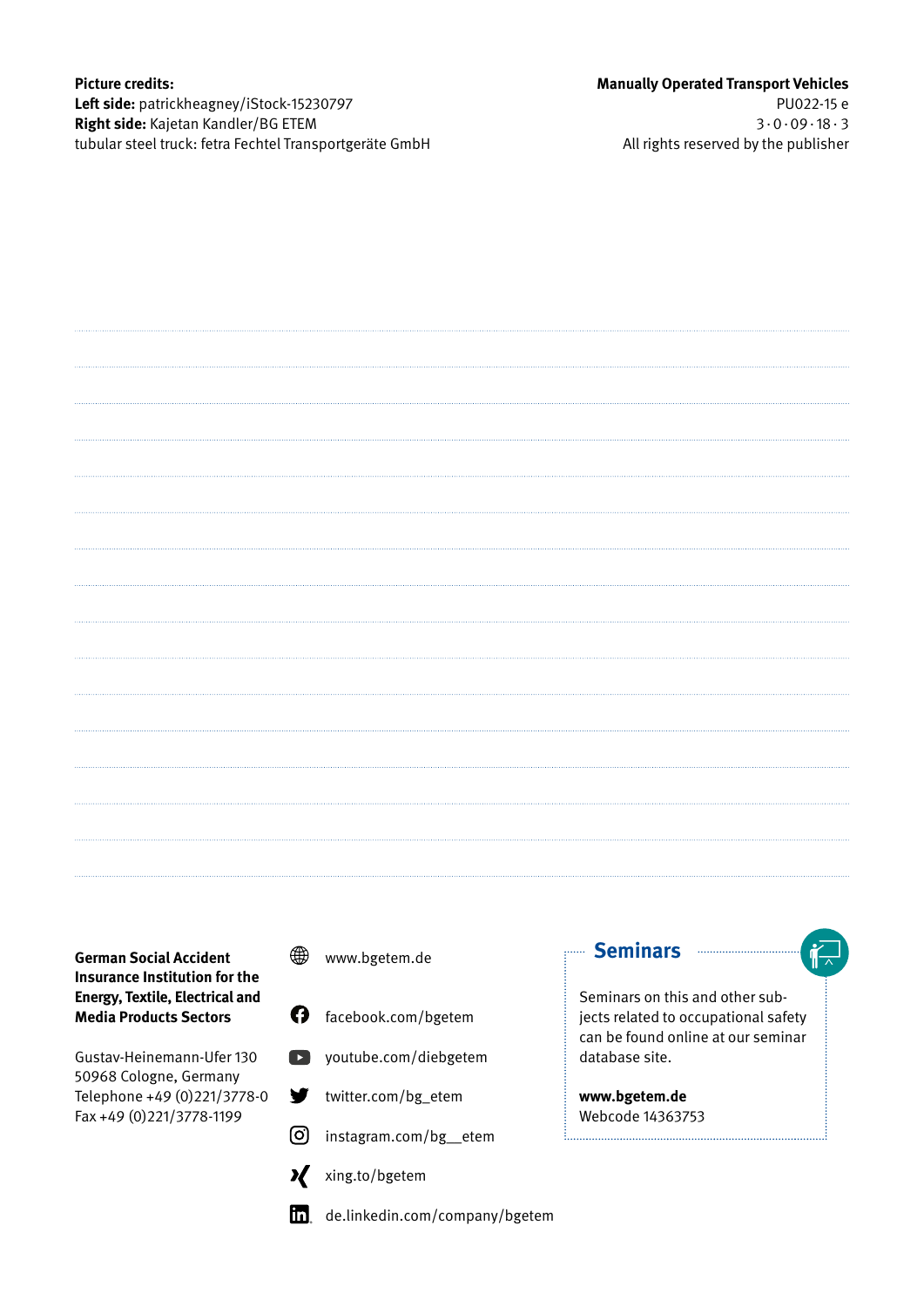**Picture credits:**
**Left side:** patrickheagney/iStock-15230797
**Right side:** Kajetan Kandler/BG ETEM
tubular steel truck: fetra Fechtel Transportgeräte GmbH

**Manually Operated Transport Vehicles**
PU022-15 e
3 · 0 · 09 · 18 · 3
All rights reserved by the publisher

**German Social Accident Insurance Institution for the Energy, Textile, Electrical and Media Products Sectors**

Gustav-Heinemann-Ufer 130
50968 Cologne, Germany
Telephone +49 (0)221/3778-0
Fax +49 (0)221/3778-1199

www.bgetem.de

facebook.com/bgetem

youtube.com/diebgetem

twitter.com/bg_etem

instagram.com/bg__etem

xing.to/bgetem

de.linkedin.com/company/bgetem

## Seminars

Seminars on this and other subjects related to occupational safety can be found online at our seminar database site.

**www.bgetem.de**
Webcode 14363753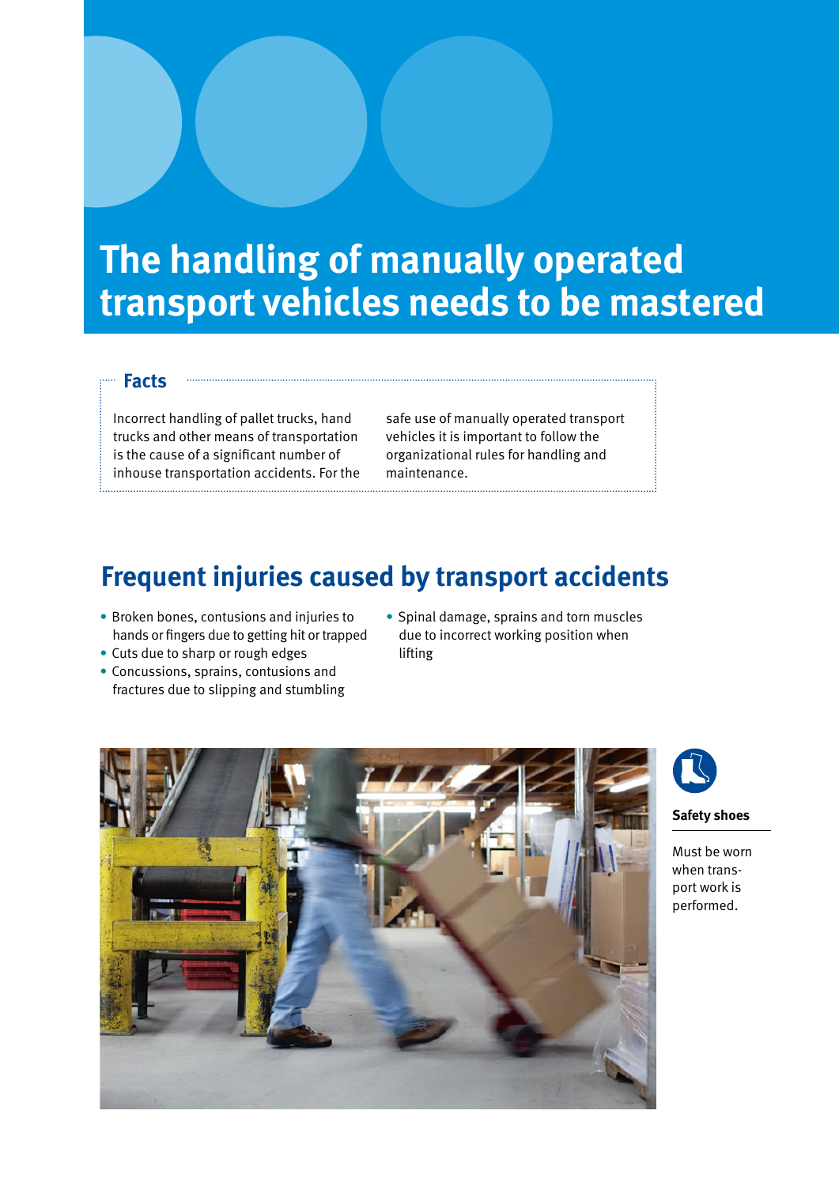# The handling of manually operated transport vehicles needs to be mastered

## Facts

Incorrect handling of pallet trucks, hand trucks and other means of transportation is the cause of a significant number of inhouse transportation accidents. For the safe use of manually operated transport vehicles it is important to follow the organizational rules for handling and maintenance.

## Frequent injuries caused by transport accidents

- Broken bones, contusions and injuries to hands or fingers due to getting hit or trapped
- Cuts due to sharp or rough edges
- Concussions, sprains, contusions and fractures due to slipping and stumbling
- Spinal damage, sprains and torn muscles due to incorrect working position when lifting

**Safety shoes**

Must be worn when transport work is performed.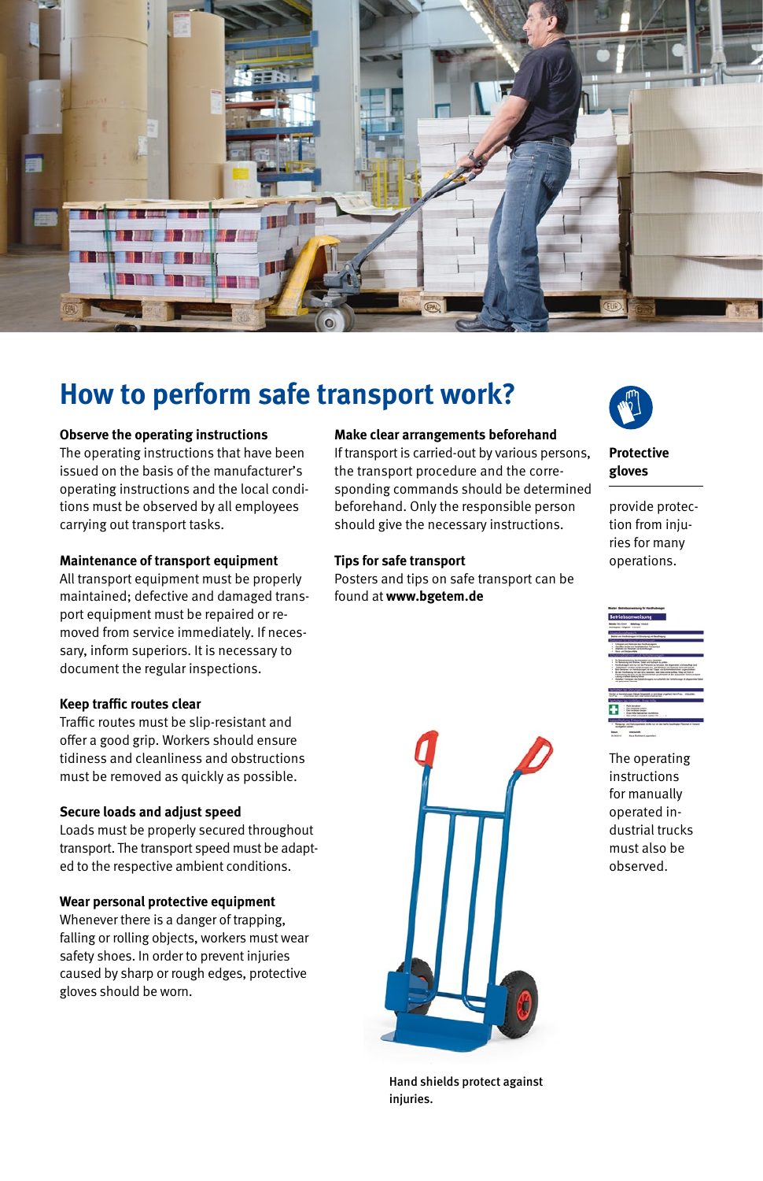# How to perform safe transport work?

**Observe the operating instructions**
The operating instructions that have been issued on the basis of the manufacturer's operating instructions and the local conditions must be observed by all employees carrying out transport tasks.

**Maintenance of transport equipment**
All transport equipment must be properly maintained; defective and damaged transport equipment must be repaired or removed from service immediately. If necessary, inform superiors. It is necessary to document the regular inspections.

**Keep traffic routes clear**
Traffic routes must be slip-resistant and offer a good grip. Workers should ensure tidiness and cleanliness and obstructions must be removed as quickly as possible.

**Secure loads and adjust speed**
Loads must be properly secured throughout transport. The transport speed must be adapted to the respective ambient conditions.

**Wear personal protective equipment**
Whenever there is a danger of trapping, falling or rolling objects, workers must wear safety shoes. In order to prevent injuries caused by sharp or rough edges, protective gloves should be worn.

**Make clear arrangements beforehand**
If transport is carried-out by various persons, the transport procedure and the corresponding commands should be determined beforehand. Only the responsible person should give the necessary instructions.

**Tips for safe transport**
Posters and tips on safe transport can be found at **www.bgetem.de**

Hand shields protect against injuries.

**Protective gloves**

provide protection from injuries for many operations.

The operating instructions for manually operated industrial trucks must also be observed.